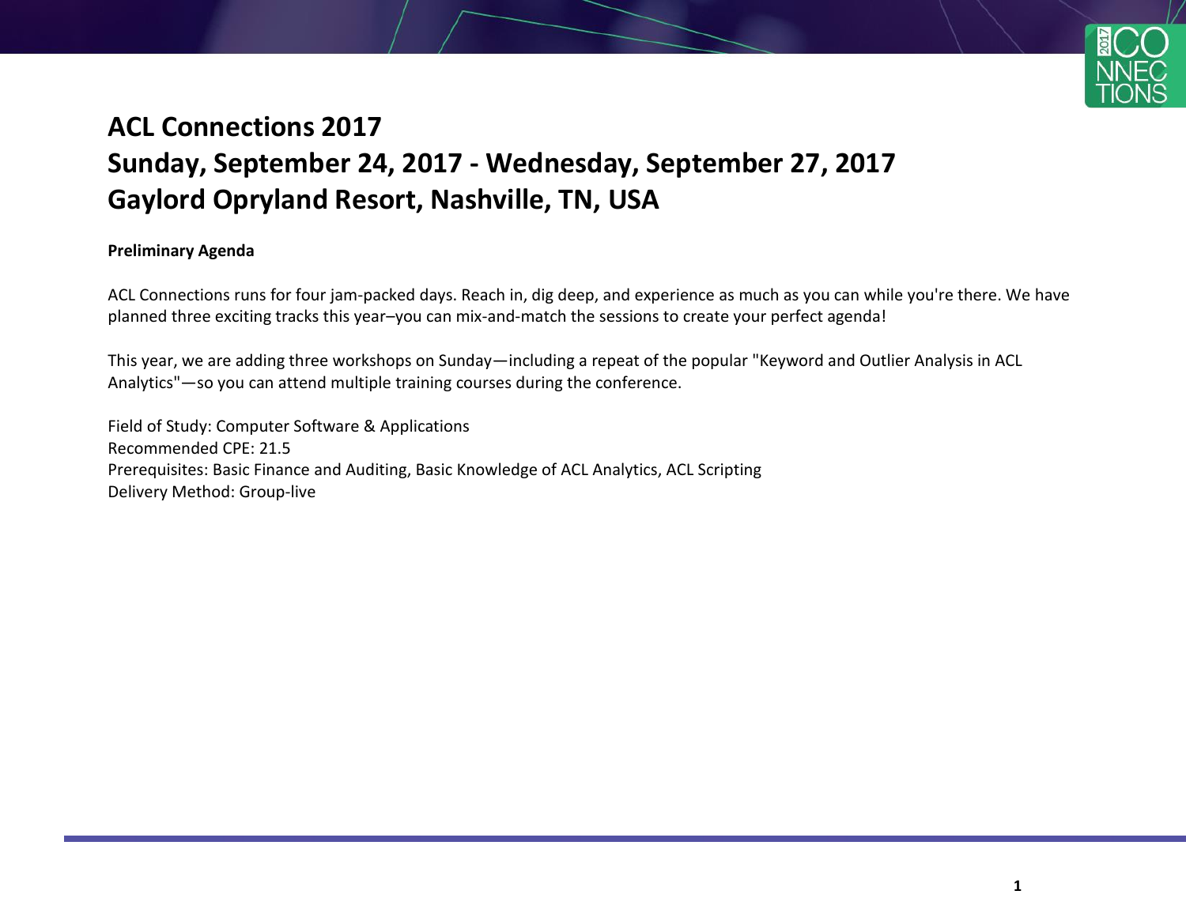# ACL Connections 2017
# Sunday, September 24, 2017 - Wednesday, September 27, 2017
# Gaylord Opryland Resort, Nashville, TN, USA

**Preliminary Agenda**

ACL Connections runs for four jam-packed days. Reach in, dig deep, and experience as much as you can while you're there. We have planned three exciting tracks this year–you can mix-and-match the sessions to create your perfect agenda!

This year, we are adding three workshops on Sunday—including a repeat of the popular "Keyword and Outlier Analysis in ACL Analytics"—so you can attend multiple training courses during the conference.

Field of Study: Computer Software & Applications
Recommended CPE: 21.5
Prerequisites: Basic Finance and Auditing, Basic Knowledge of ACL Analytics, ACL Scripting
Delivery Method: Group-live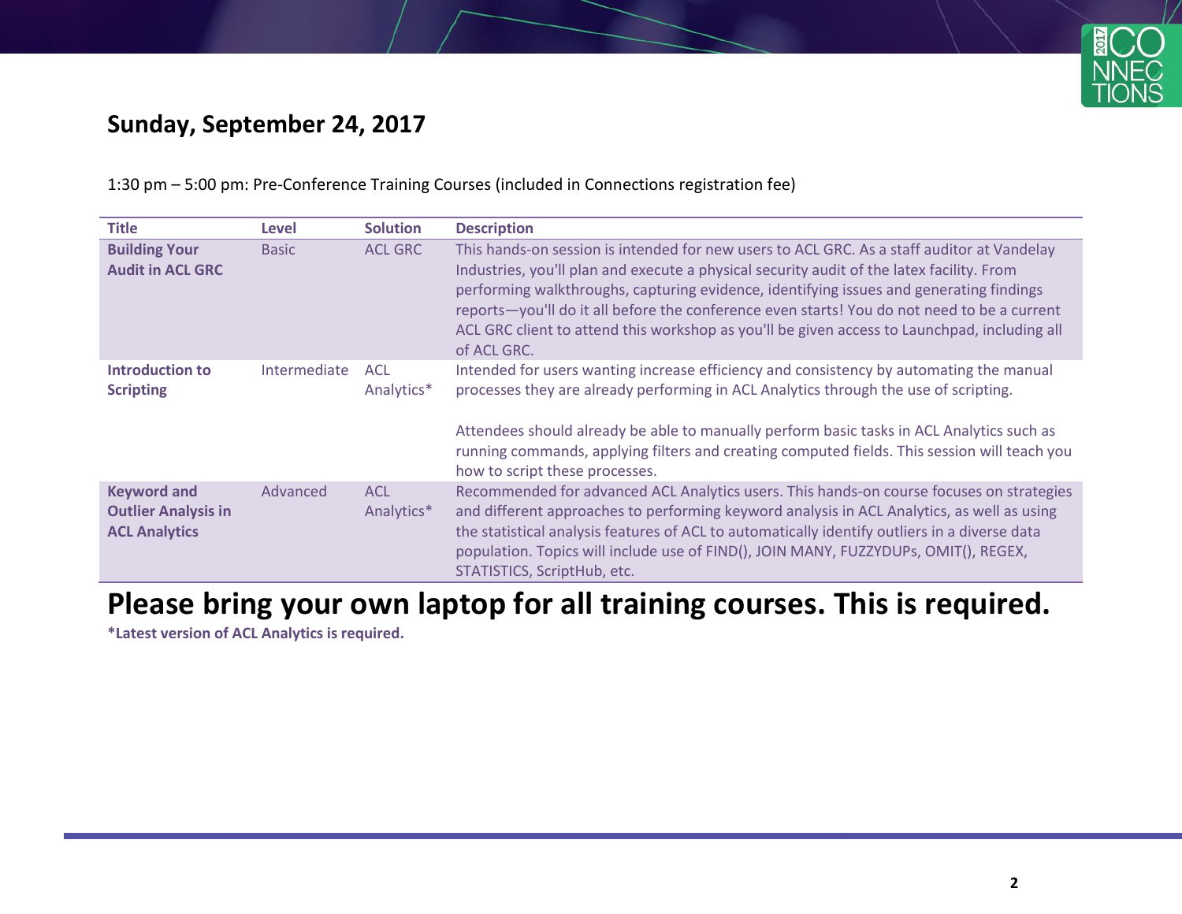## Sunday, September 24, 2017

1:30 pm – 5:00 pm: Pre-Conference Training Courses (included in Connections registration fee)

| Title | Level | Solution | Description |
| --- | --- | --- | --- |
| **Building Your Audit in ACL GRC** | Basic | ACL GRC | This hands-on session is intended for new users to ACL GRC. As a staff auditor at Vandelay Industries, you'll plan and execute a physical security audit of the latex facility. From performing walkthroughs, capturing evidence, identifying issues and generating findings reports—you'll do it all before the conference even starts! You do not need to be a current ACL GRC client to attend this workshop as you'll be given access to Launchpad, including all of ACL GRC. |
| **Introduction to Scripting** | Intermediate | ACL Analytics* | Intended for users wanting increase efficiency and consistency by automating the manual processes they are already performing in ACL Analytics through the use of scripting.<br><br>Attendees should already be able to manually perform basic tasks in ACL Analytics such as running commands, applying filters and creating computed fields. This session will teach you how to script these processes. |
| **Keyword and Outlier Analysis in ACL Analytics** | Advanced | ACL Analytics* | Recommended for advanced ACL Analytics users. This hands-on course focuses on strategies and different approaches to performing keyword analysis in ACL Analytics, as well as using the statistical analysis features of ACL to automatically identify outliers in a diverse data population. Topics will include use of FIND(), JOIN MANY, FUZZYDUPs, OMIT(), REGEX, STATISTICS, ScriptHub, etc. |

# Please bring your own laptop for all training courses. This is required.

**\*Latest version of ACL Analytics is required.**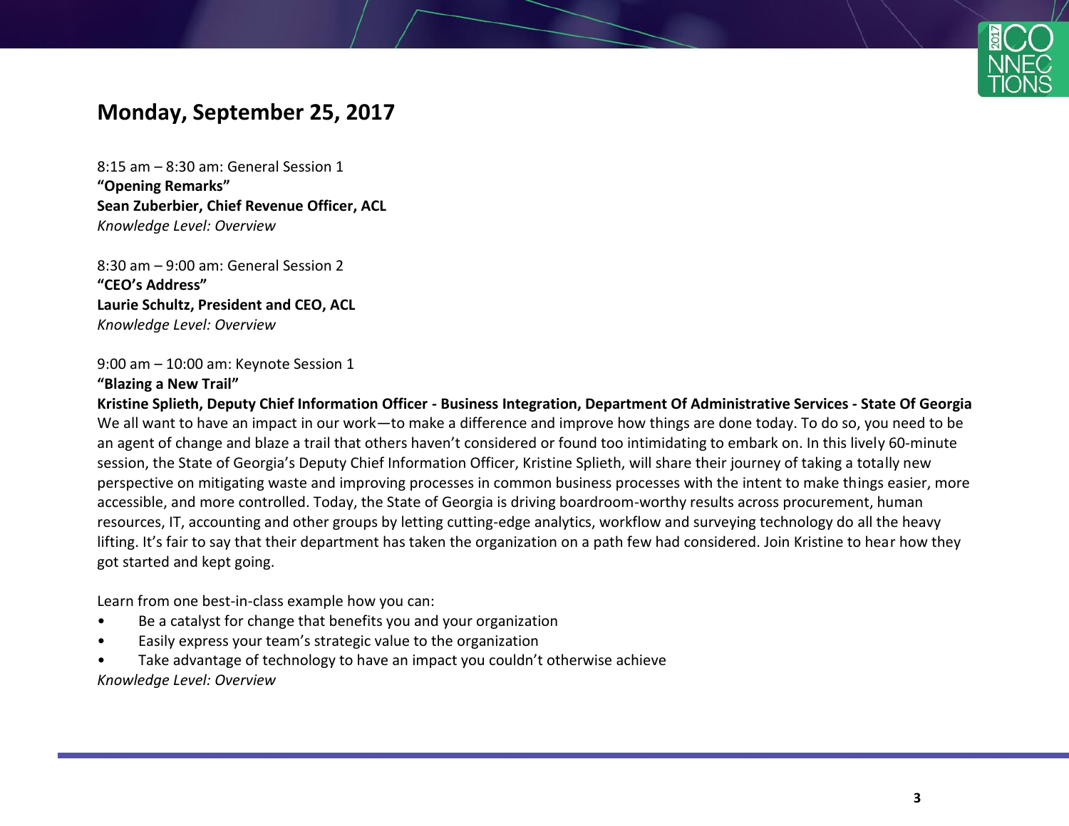## Monday, September 25, 2017

8:15 am – 8:30 am: General Session 1
**"Opening Remarks"**
**Sean Zuberbier, Chief Revenue Officer, ACL**
*Knowledge Level: Overview*

8:30 am – 9:00 am: General Session 2
**"CEO's Address"**
**Laurie Schultz, President and CEO, ACL**
*Knowledge Level: Overview*

9:00 am – 10:00 am: Keynote Session 1
**"Blazing a New Trail"**
**Kristine Splieth, Deputy Chief Information Officer - Business Integration, Department Of Administrative Services - State Of Georgia**
We all want to have an impact in our work—to make a difference and improve how things are done today. To do so, you need to be an agent of change and blaze a trail that others haven't considered or found too intimidating to embark on. In this lively 60-minute session, the State of Georgia's Deputy Chief Information Officer, Kristine Splieth, will share their journey of taking a totally new perspective on mitigating waste and improving processes in common business processes with the intent to make things easier, more accessible, and more controlled. Today, the State of Georgia is driving boardroom-worthy results across procurement, human resources, IT, accounting and other groups by letting cutting-edge analytics, workflow and surveying technology do all the heavy lifting. It's fair to say that their department has taken the organization on a path few had considered. Join Kristine to hear how they got started and kept going.

Learn from one best-in-class example how you can:

- Be a catalyst for change that benefits you and your organization
- Easily express your team's strategic value to the organization
- Take advantage of technology to have an impact you couldn't otherwise achieve

*Knowledge Level: Overview*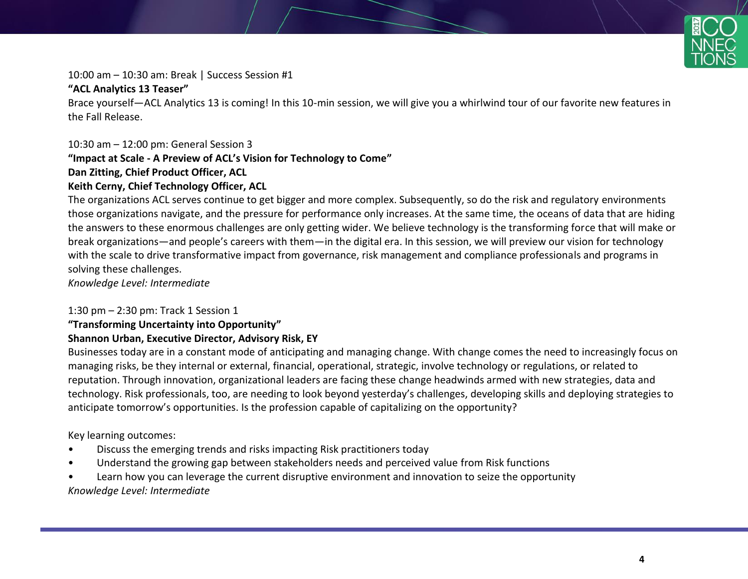10:00 am – 10:30 am: Break | Success Session #1

**"ACL Analytics 13 Teaser"**

Brace yourself—ACL Analytics 13 is coming! In this 10-min session, we will give you a whirlwind tour of our favorite new features in the Fall Release.

10:30 am – 12:00 pm: General Session 3

**"Impact at Scale - A Preview of ACL's Vision for Technology to Come"**

**Dan Zitting, Chief Product Officer, ACL**

**Keith Cerny, Chief Technology Officer, ACL**

The organizations ACL serves continue to get bigger and more complex. Subsequently, so do the risk and regulatory environments those organizations navigate, and the pressure for performance only increases. At the same time, the oceans of data that are hiding the answers to these enormous challenges are only getting wider. We believe technology is the transforming force that will make or break organizations—and people's careers with them—in the digital era. In this session, we will preview our vision for technology with the scale to drive transformative impact from governance, risk management and compliance professionals and programs in solving these challenges.

*Knowledge Level: Intermediate*

1:30 pm – 2:30 pm: Track 1 Session 1

**"Transforming Uncertainty into Opportunity"**

**Shannon Urban, Executive Director, Advisory Risk, EY**

Businesses today are in a constant mode of anticipating and managing change. With change comes the need to increasingly focus on managing risks, be they internal or external, financial, operational, strategic, involve technology or regulations, or related to reputation. Through innovation, organizational leaders are facing these change headwinds armed with new strategies, data and technology. Risk professionals, too, are needing to look beyond yesterday's challenges, developing skills and deploying strategies to anticipate tomorrow's opportunities. Is the profession capable of capitalizing on the opportunity?

Key learning outcomes:

- Discuss the emerging trends and risks impacting Risk practitioners today
- Understand the growing gap between stakeholders needs and perceived value from Risk functions
- Learn how you can leverage the current disruptive environment and innovation to seize the opportunity

*Knowledge Level: Intermediate*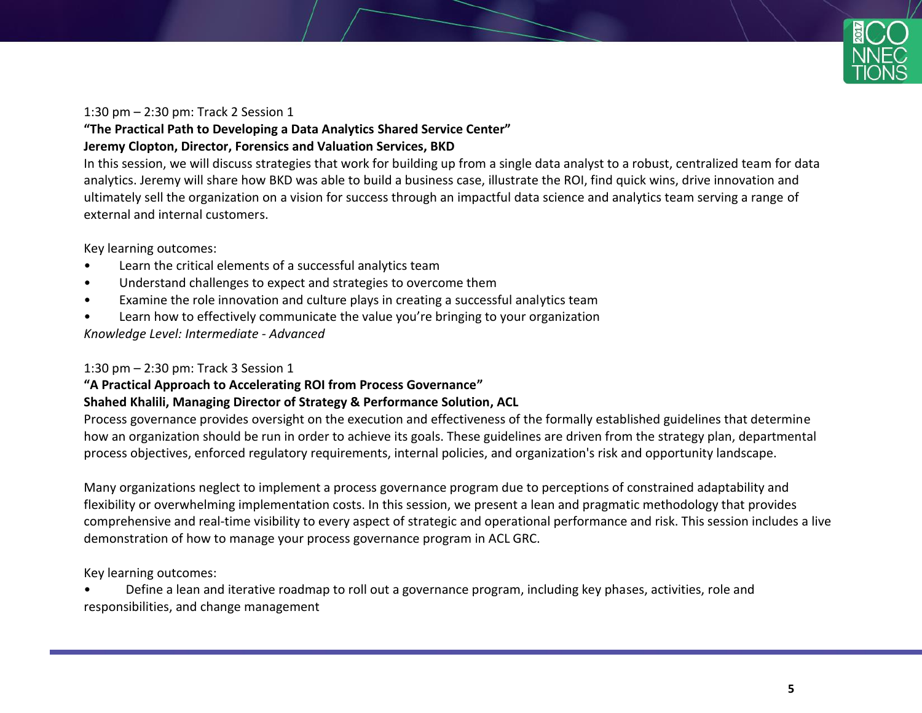1:30 pm – 2:30 pm: Track 2 Session 1

**"The Practical Path to Developing a Data Analytics Shared Service Center"**

**Jeremy Clopton, Director, Forensics and Valuation Services, BKD**

In this session, we will discuss strategies that work for building up from a single data analyst to a robust, centralized team for data analytics. Jeremy will share how BKD was able to build a business case, illustrate the ROI, find quick wins, drive innovation and ultimately sell the organization on a vision for success through an impactful data science and analytics team serving a range of external and internal customers.

Key learning outcomes:

- Learn the critical elements of a successful analytics team
- Understand challenges to expect and strategies to overcome them
- Examine the role innovation and culture plays in creating a successful analytics team
- Learn how to effectively communicate the value you're bringing to your organization

*Knowledge Level: Intermediate - Advanced*

1:30 pm – 2:30 pm: Track 3 Session 1

**"A Practical Approach to Accelerating ROI from Process Governance"**

**Shahed Khalili, Managing Director of Strategy & Performance Solution, ACL**

Process governance provides oversight on the execution and effectiveness of the formally established guidelines that determine how an organization should be run in order to achieve its goals. These guidelines are driven from the strategy plan, departmental process objectives, enforced regulatory requirements, internal policies, and organization's risk and opportunity landscape.

Many organizations neglect to implement a process governance program due to perceptions of constrained adaptability and flexibility or overwhelming implementation costs. In this session, we present a lean and pragmatic methodology that provides comprehensive and real-time visibility to every aspect of strategic and operational performance and risk. This session includes a live demonstration of how to manage your process governance program in ACL GRC.

Key learning outcomes:

- Define a lean and iterative roadmap to roll out a governance program, including key phases, activities, role and responsibilities, and change management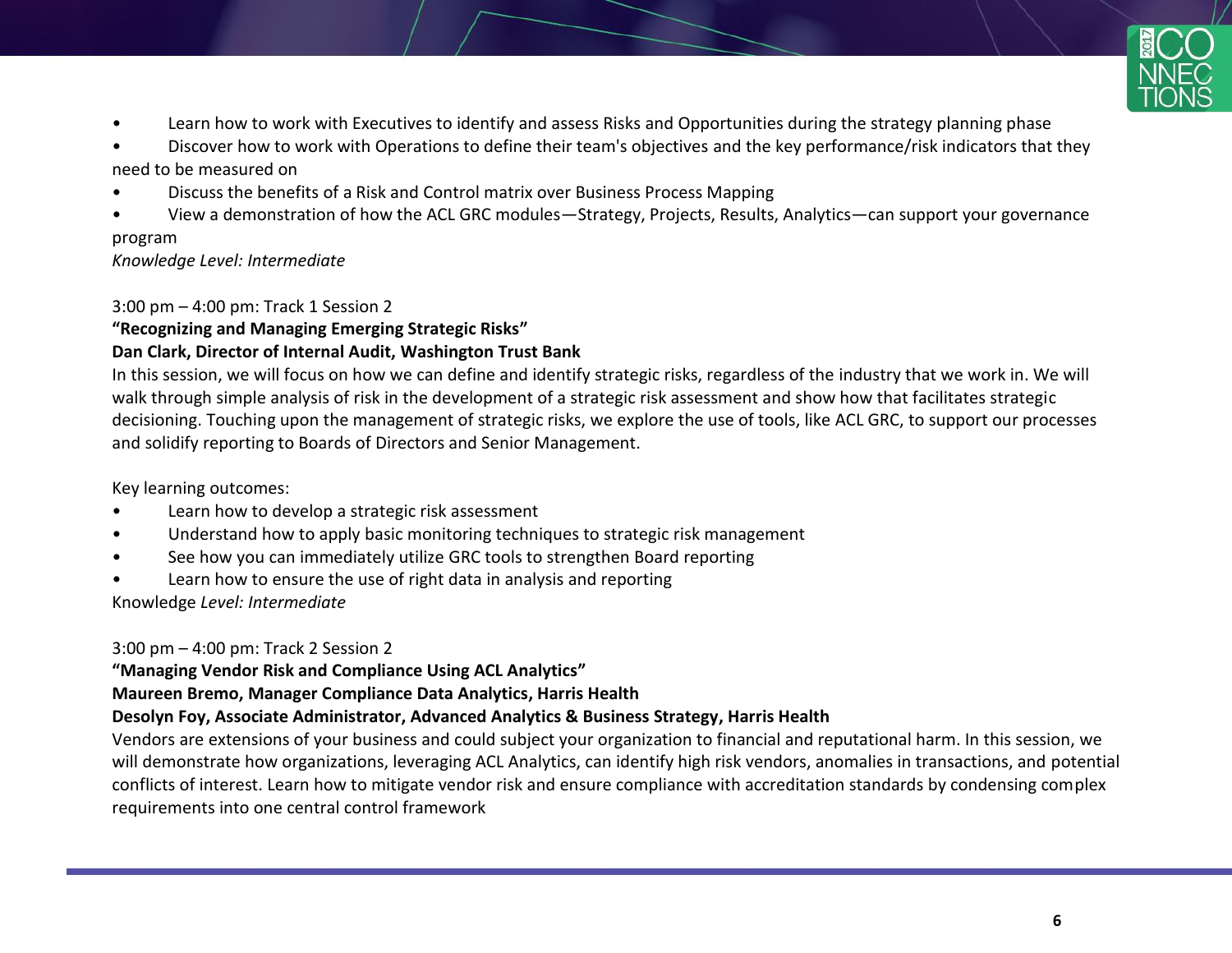- Learn how to work with Executives to identify and assess Risks and Opportunities during the strategy planning phase
- Discover how to work with Operations to define their team's objectives and the key performance/risk indicators that they need to be measured on
- Discuss the benefits of a Risk and Control matrix over Business Process Mapping
- View a demonstration of how the ACL GRC modules—Strategy, Projects, Results, Analytics—can support your governance program

*Knowledge Level: Intermediate*

3:00 pm – 4:00 pm: Track 1 Session 2

**"Recognizing and Managing Emerging Strategic Risks"**

**Dan Clark, Director of Internal Audit, Washington Trust Bank**

In this session, we will focus on how we can define and identify strategic risks, regardless of the industry that we work in. We will walk through simple analysis of risk in the development of a strategic risk assessment and show how that facilitates strategic decisioning. Touching upon the management of strategic risks, we explore the use of tools, like ACL GRC, to support our processes and solidify reporting to Boards of Directors and Senior Management.

Key learning outcomes:

- Learn how to develop a strategic risk assessment
- Understand how to apply basic monitoring techniques to strategic risk management
- See how you can immediately utilize GRC tools to strengthen Board reporting
- Learn how to ensure the use of right data in analysis and reporting

Knowledge *Level: Intermediate*

3:00 pm – 4:00 pm: Track 2 Session 2

**"Managing Vendor Risk and Compliance Using ACL Analytics"**

**Maureen Bremo, Manager Compliance Data Analytics, Harris Health**

**Desolyn Foy, Associate Administrator, Advanced Analytics & Business Strategy, Harris Health**

Vendors are extensions of your business and could subject your organization to financial and reputational harm. In this session, we will demonstrate how organizations, leveraging ACL Analytics, can identify high risk vendors, anomalies in transactions, and potential conflicts of interest. Learn how to mitigate vendor risk and ensure compliance with accreditation standards by condensing complex requirements into one central control framework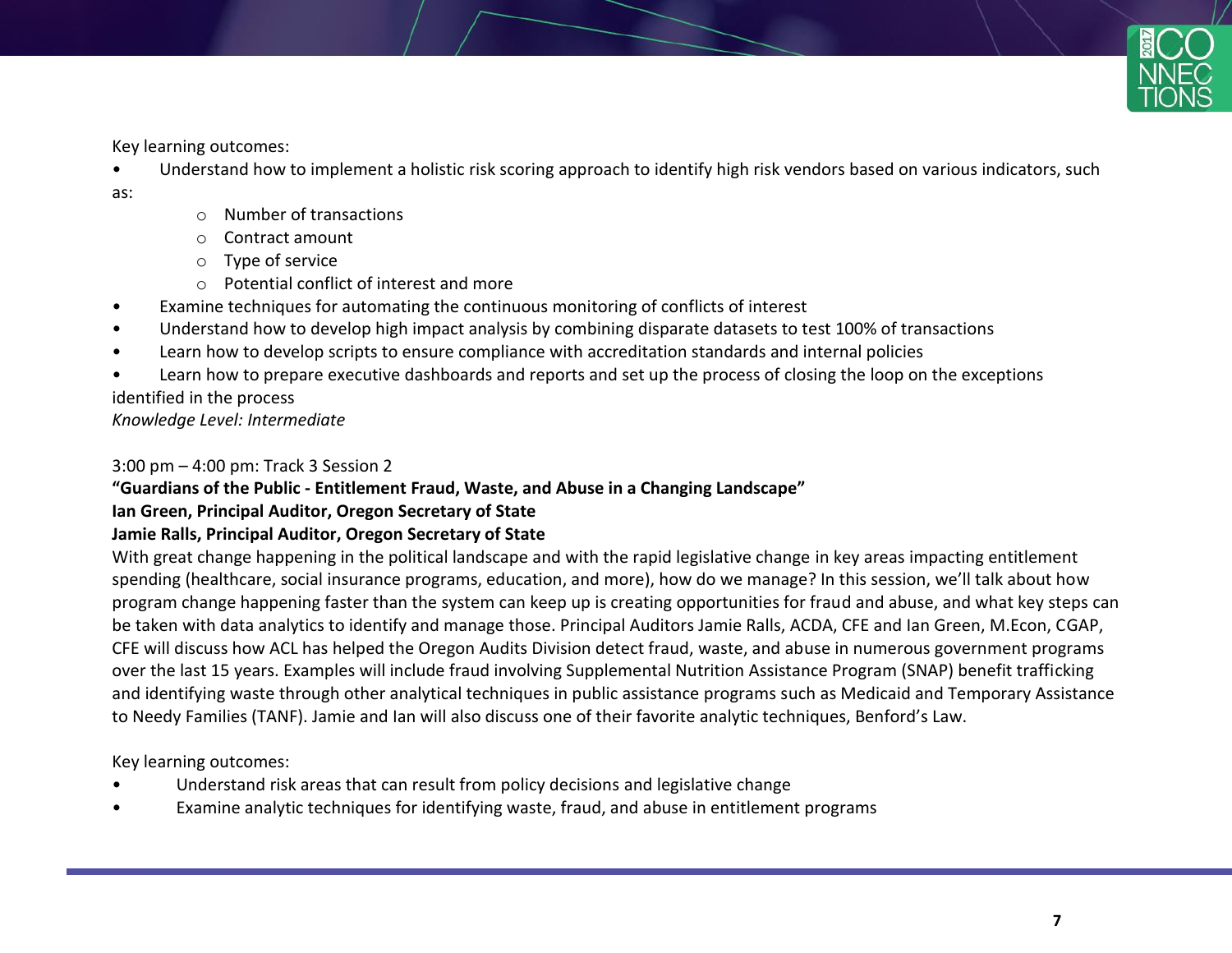Key learning outcomes:

- Understand how to implement a holistic risk scoring approach to identify high risk vendors based on various indicators, such as:
  - Number of transactions
  - Contract amount
  - Type of service
  - Potential conflict of interest and more
- Examine techniques for automating the continuous monitoring of conflicts of interest
- Understand how to develop high impact analysis by combining disparate datasets to test 100% of transactions
- Learn how to develop scripts to ensure compliance with accreditation standards and internal policies
- Learn how to prepare executive dashboards and reports and set up the process of closing the loop on the exceptions identified in the process

*Knowledge Level: Intermediate*

3:00 pm – 4:00 pm: Track 3 Session 2

**"Guardians of the Public - Entitlement Fraud, Waste, and Abuse in a Changing Landscape"**

**Ian Green, Principal Auditor, Oregon Secretary of State**

**Jamie Ralls, Principal Auditor, Oregon Secretary of State**

With great change happening in the political landscape and with the rapid legislative change in key areas impacting entitlement spending (healthcare, social insurance programs, education, and more), how do we manage? In this session, we'll talk about how program change happening faster than the system can keep up is creating opportunities for fraud and abuse, and what key steps can be taken with data analytics to identify and manage those. Principal Auditors Jamie Ralls, ACDA, CFE and Ian Green, M.Econ, CGAP, CFE will discuss how ACL has helped the Oregon Audits Division detect fraud, waste, and abuse in numerous government programs over the last 15 years. Examples will include fraud involving Supplemental Nutrition Assistance Program (SNAP) benefit trafficking and identifying waste through other analytical techniques in public assistance programs such as Medicaid and Temporary Assistance to Needy Families (TANF). Jamie and Ian will also discuss one of their favorite analytic techniques, Benford's Law.

Key learning outcomes:

- Understand risk areas that can result from policy decisions and legislative change
- Examine analytic techniques for identifying waste, fraud, and abuse in entitlement programs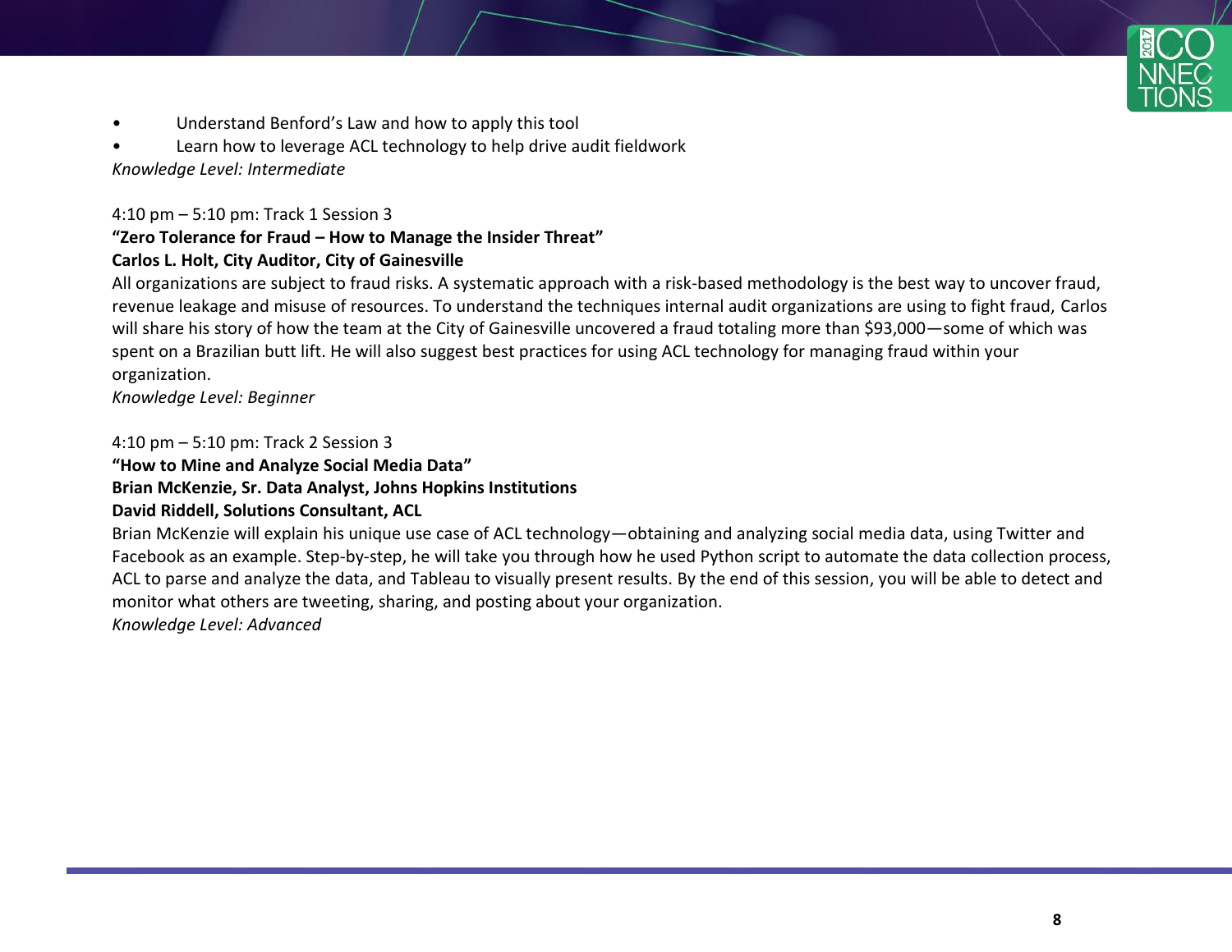- Understand Benford's Law and how to apply this tool
- Learn how to leverage ACL technology to help drive audit fieldwork

*Knowledge Level: Intermediate*

4:10 pm – 5:10 pm: Track 1 Session 3

**"Zero Tolerance for Fraud – How to Manage the Insider Threat"**

**Carlos L. Holt, City Auditor, City of Gainesville**

All organizations are subject to fraud risks. A systematic approach with a risk-based methodology is the best way to uncover fraud, revenue leakage and misuse of resources. To understand the techniques internal audit organizations are using to fight fraud, Carlos will share his story of how the team at the City of Gainesville uncovered a fraud totaling more than $93,000—some of which was spent on a Brazilian butt lift. He will also suggest best practices for using ACL technology for managing fraud within your organization.

*Knowledge Level: Beginner*

4:10 pm – 5:10 pm: Track 2 Session 3

**"How to Mine and Analyze Social Media Data"**

**Brian McKenzie, Sr. Data Analyst, Johns Hopkins Institutions**

**David Riddell, Solutions Consultant, ACL**

Brian McKenzie will explain his unique use case of ACL technology—obtaining and analyzing social media data, using Twitter and Facebook as an example. Step-by-step, he will take you through how he used Python script to automate the data collection process, ACL to parse and analyze the data, and Tableau to visually present results. By the end of this session, you will be able to detect and monitor what others are tweeting, sharing, and posting about your organization.

*Knowledge Level: Advanced*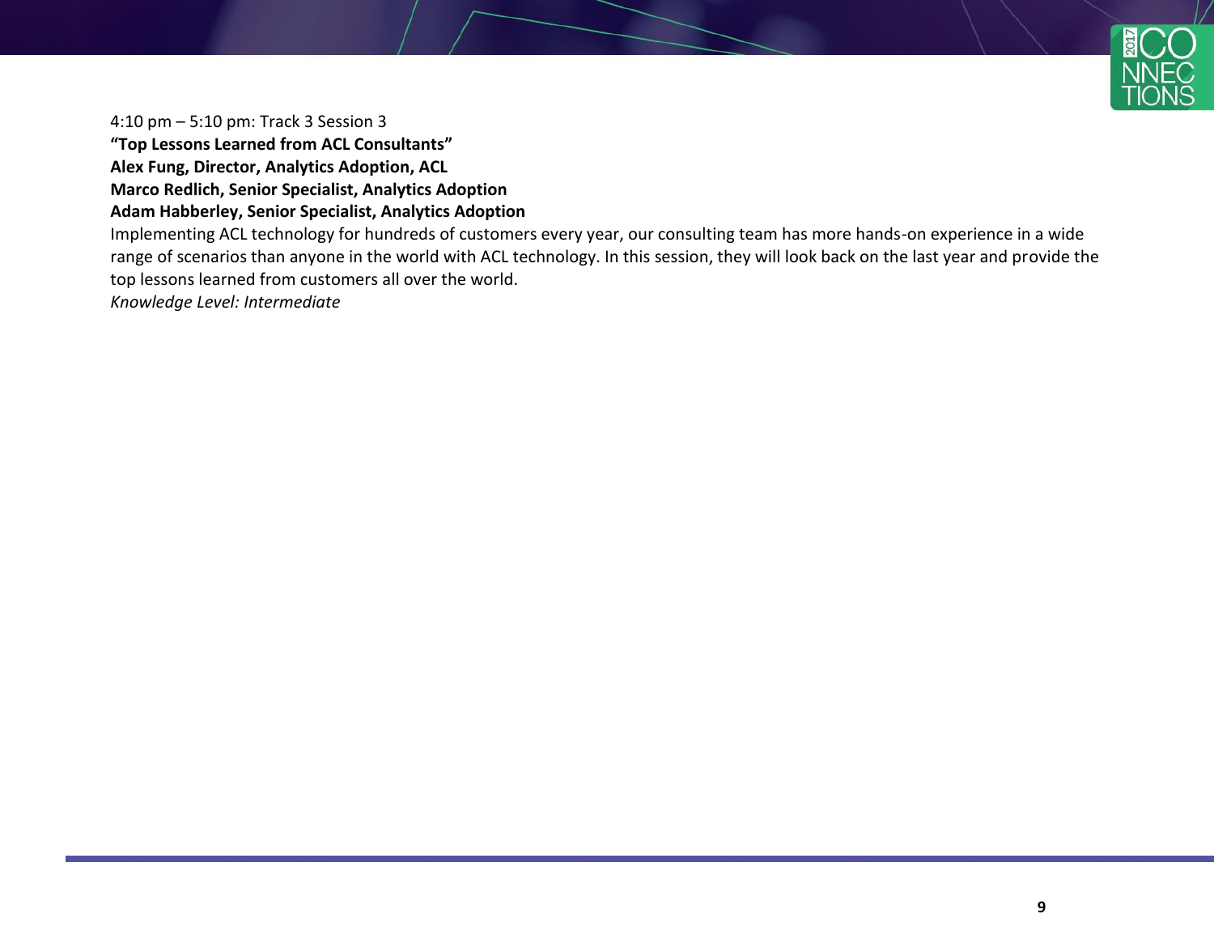4:10 pm – 5:10 pm: Track 3 Session 3

**"Top Lessons Learned from ACL Consultants"**

**Alex Fung, Director, Analytics Adoption, ACL**

**Marco Redlich, Senior Specialist, Analytics Adoption**

**Adam Habberley, Senior Specialist, Analytics Adoption**

Implementing ACL technology for hundreds of customers every year, our consulting team has more hands-on experience in a wide range of scenarios than anyone in the world with ACL technology. In this session, they will look back on the last year and provide the top lessons learned from customers all over the world.

*Knowledge Level: Intermediate*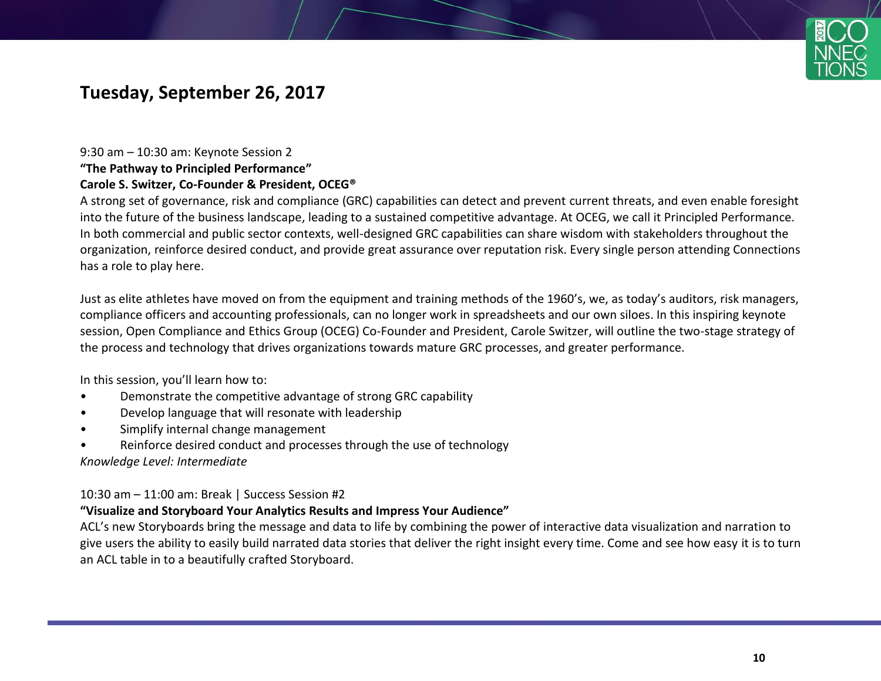## Tuesday, September 26, 2017

9:30 am – 10:30 am: Keynote Session 2
**"The Pathway to Principled Performance"**
**Carole S. Switzer, Co-Founder & President, OCEG®**
A strong set of governance, risk and compliance (GRC) capabilities can detect and prevent current threats, and even enable foresight into the future of the business landscape, leading to a sustained competitive advantage. At OCEG, we call it Principled Performance. In both commercial and public sector contexts, well-designed GRC capabilities can share wisdom with stakeholders throughout the organization, reinforce desired conduct, and provide great assurance over reputation risk. Every single person attending Connections has a role to play here.

Just as elite athletes have moved on from the equipment and training methods of the 1960's, we, as today's auditors, risk managers, compliance officers and accounting professionals, can no longer work in spreadsheets and our own siloes. In this inspiring keynote session, Open Compliance and Ethics Group (OCEG) Co-Founder and President, Carole Switzer, will outline the two-stage strategy of the process and technology that drives organizations towards mature GRC processes, and greater performance.

In this session, you'll learn how to:

- Demonstrate the competitive advantage of strong GRC capability
- Develop language that will resonate with leadership
- Simplify internal change management
- Reinforce desired conduct and processes through the use of technology

*Knowledge Level: Intermediate*

10:30 am – 11:00 am: Break | Success Session #2
**"Visualize and Storyboard Your Analytics Results and Impress Your Audience"**
ACL's new Storyboards bring the message and data to life by combining the power of interactive data visualization and narration to give users the ability to easily build narrated data stories that deliver the right insight every time. Come and see how easy it is to turn an ACL table in to a beautifully crafted Storyboard.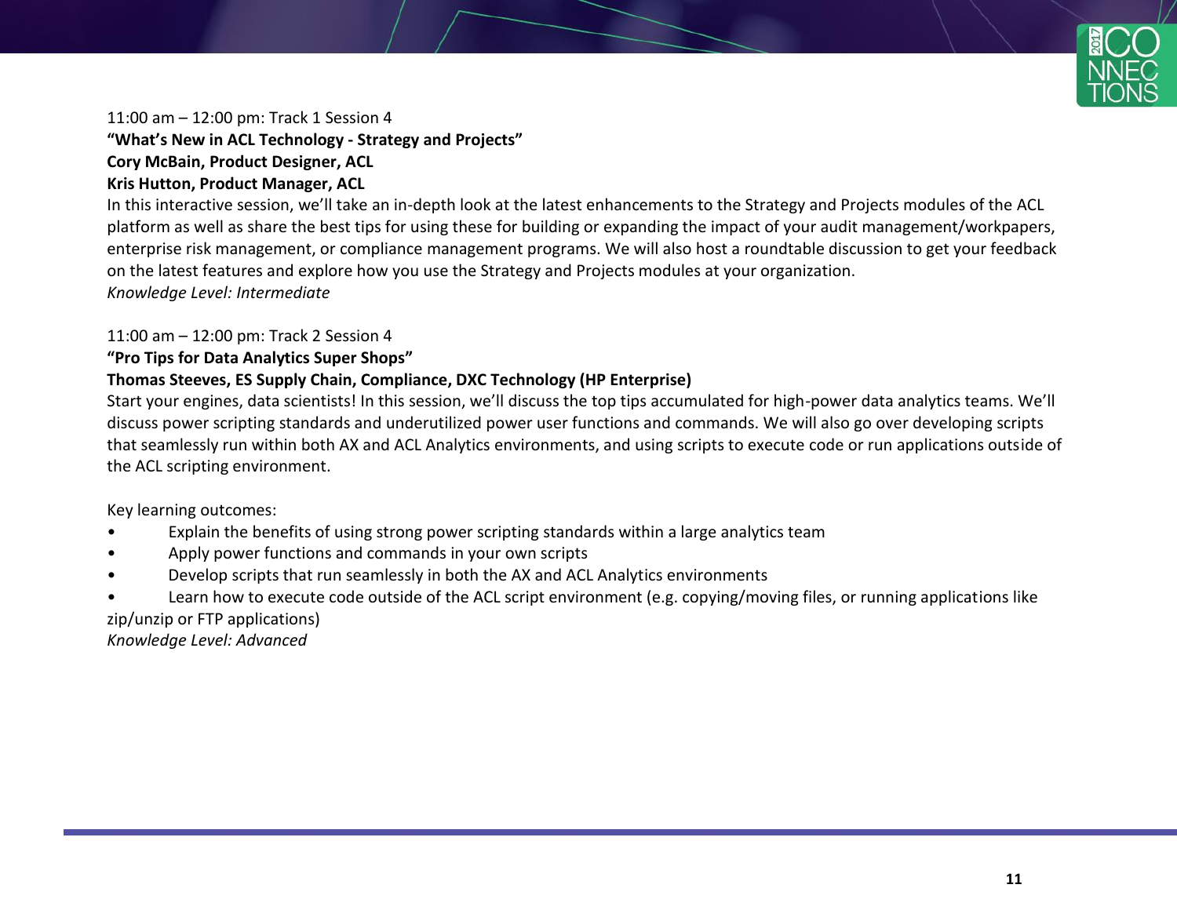11:00 am – 12:00 pm: Track 1 Session 4

**"What's New in ACL Technology - Strategy and Projects"**

**Cory McBain, Product Designer, ACL**

**Kris Hutton, Product Manager, ACL**

In this interactive session, we'll take an in-depth look at the latest enhancements to the Strategy and Projects modules of the ACL platform as well as share the best tips for using these for building or expanding the impact of your audit management/workpapers, enterprise risk management, or compliance management programs. We will also host a roundtable discussion to get your feedback on the latest features and explore how you use the Strategy and Projects modules at your organization.

*Knowledge Level: Intermediate*

11:00 am – 12:00 pm: Track 2 Session 4

**"Pro Tips for Data Analytics Super Shops"**

**Thomas Steeves, ES Supply Chain, Compliance, DXC Technology (HP Enterprise)**

Start your engines, data scientists! In this session, we'll discuss the top tips accumulated for high-power data analytics teams. We'll discuss power scripting standards and underutilized power user functions and commands. We will also go over developing scripts that seamlessly run within both AX and ACL Analytics environments, and using scripts to execute code or run applications outside of the ACL scripting environment.

Key learning outcomes:

- Explain the benefits of using strong power scripting standards within a large analytics team
- Apply power functions and commands in your own scripts
- Develop scripts that run seamlessly in both the AX and ACL Analytics environments
- Learn how to execute code outside of the ACL script environment (e.g. copying/moving files, or running applications like zip/unzip or FTP applications)

*Knowledge Level: Advanced*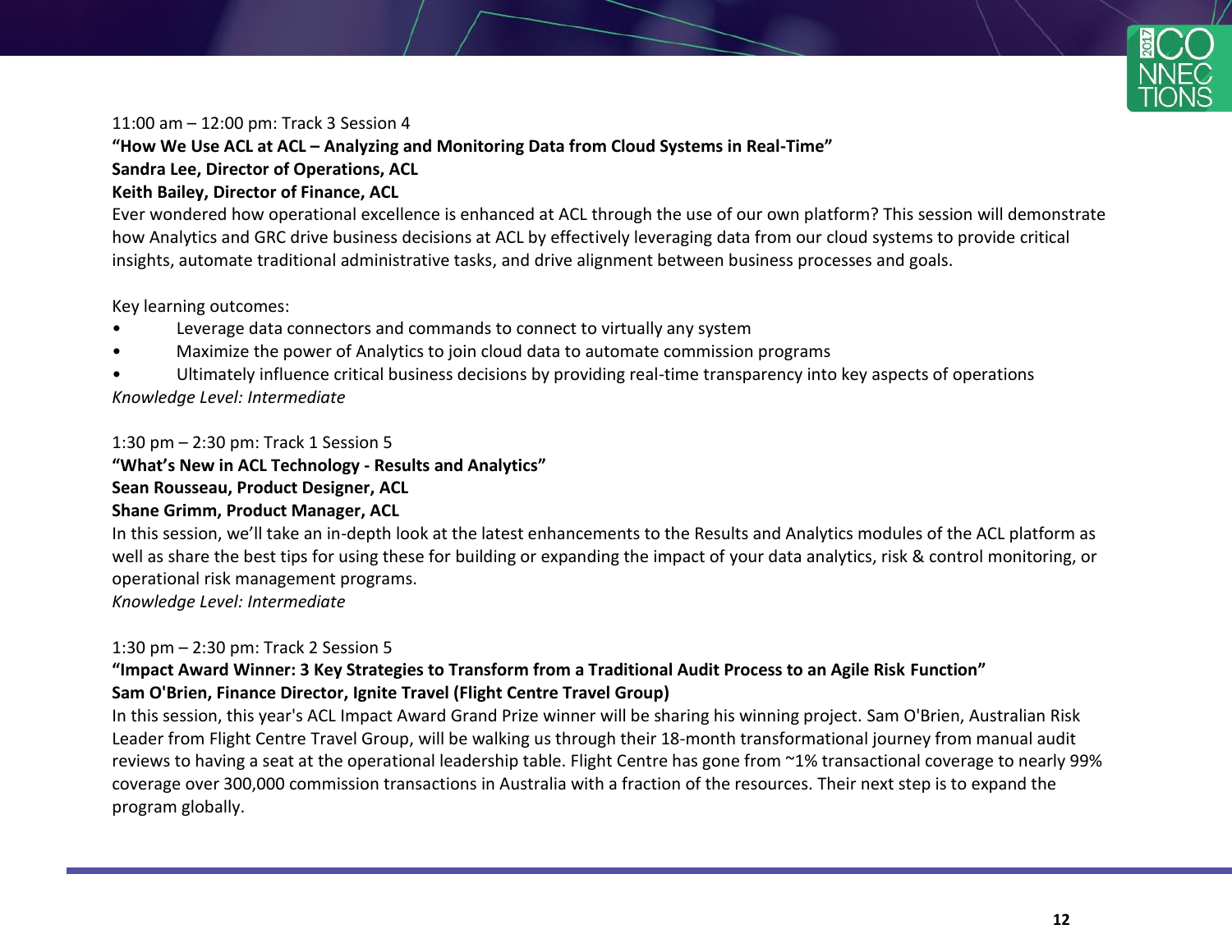11:00 am – 12:00 pm: Track 3 Session 4

**“How We Use ACL at ACL – Analyzing and Monitoring Data from Cloud Systems in Real-Time”**
**Sandra Lee, Director of Operations, ACL**
**Keith Bailey, Director of Finance, ACL**

Ever wondered how operational excellence is enhanced at ACL through the use of our own platform? This session will demonstrate how Analytics and GRC drive business decisions at ACL by effectively leveraging data from our cloud systems to provide critical insights, automate traditional administrative tasks, and drive alignment between business processes and goals.

Key learning outcomes:

- Leverage data connectors and commands to connect to virtually any system
- Maximize the power of Analytics to join cloud data to automate commission programs
- Ultimately influence critical business decisions by providing real-time transparency into key aspects of operations

*Knowledge Level: Intermediate*

1:30 pm – 2:30 pm: Track 1 Session 5

**“What’s New in ACL Technology - Results and Analytics”**
**Sean Rousseau, Product Designer, ACL**
**Shane Grimm, Product Manager, ACL**

In this session, we’ll take an in-depth look at the latest enhancements to the Results and Analytics modules of the ACL platform as well as share the best tips for using these for building or expanding the impact of your data analytics, risk & control monitoring, or operational risk management programs.

*Knowledge Level: Intermediate*

1:30 pm – 2:30 pm: Track 2 Session 5

**“Impact Award Winner: 3 Key Strategies to Transform from a Traditional Audit Process to an Agile Risk Function”**
**Sam O'Brien, Finance Director, Ignite Travel (Flight Centre Travel Group)**

In this session, this year's ACL Impact Award Grand Prize winner will be sharing his winning project. Sam O'Brien, Australian Risk Leader from Flight Centre Travel Group, will be walking us through their 18-month transformational journey from manual audit reviews to having a seat at the operational leadership table. Flight Centre has gone from ~1% transactional coverage to nearly 99% coverage over 300,000 commission transactions in Australia with a fraction of the resources. Their next step is to expand the program globally.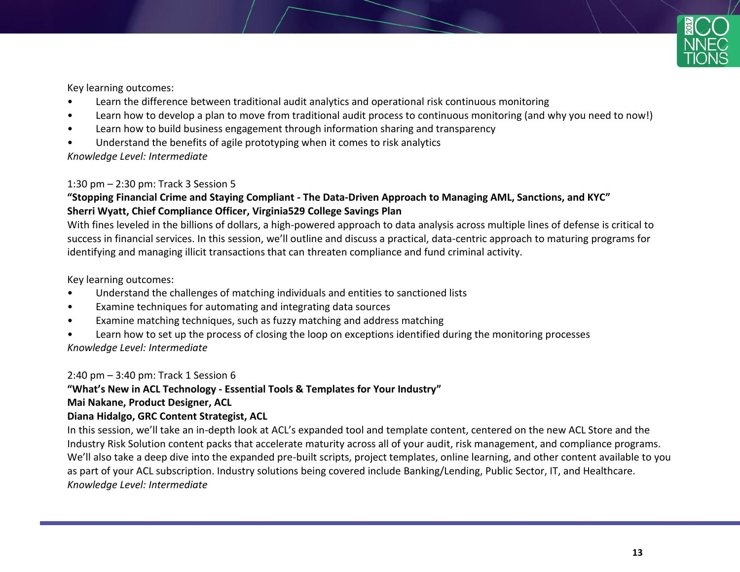Key learning outcomes:

- Learn the difference between traditional audit analytics and operational risk continuous monitoring
- Learn how to develop a plan to move from traditional audit process to continuous monitoring (and why you need to now!)
- Learn how to build business engagement through information sharing and transparency
- Understand the benefits of agile prototyping when it comes to risk analytics

*Knowledge Level: Intermediate*

1:30 pm – 2:30 pm: Track 3 Session 5

**"Stopping Financial Crime and Staying Compliant - The Data-Driven Approach to Managing AML, Sanctions, and KYC"**
**Sherri Wyatt, Chief Compliance Officer, Virginia529 College Savings Plan**

With fines leveled in the billions of dollars, a high-powered approach to data analysis across multiple lines of defense is critical to success in financial services. In this session, we'll outline and discuss a practical, data-centric approach to maturing programs for identifying and managing illicit transactions that can threaten compliance and fund criminal activity.

Key learning outcomes:

- Understand the challenges of matching individuals and entities to sanctioned lists
- Examine techniques for automating and integrating data sources
- Examine matching techniques, such as fuzzy matching and address matching
- Learn how to set up the process of closing the loop on exceptions identified during the monitoring processes

*Knowledge Level: Intermediate*

2:40 pm – 3:40 pm: Track 1 Session 6

**"What's New in ACL Technology - Essential Tools & Templates for Your Industry"**
**Mai Nakane, Product Designer, ACL**
**Diana Hidalgo, GRC Content Strategist, ACL**

In this session, we'll take an in-depth look at ACL's expanded tool and template content, centered on the new ACL Store and the Industry Risk Solution content packs that accelerate maturity across all of your audit, risk management, and compliance programs. We'll also take a deep dive into the expanded pre-built scripts, project templates, online learning, and other content available to you as part of your ACL subscription. Industry solutions being covered include Banking/Lending, Public Sector, IT, and Healthcare.

*Knowledge Level: Intermediate*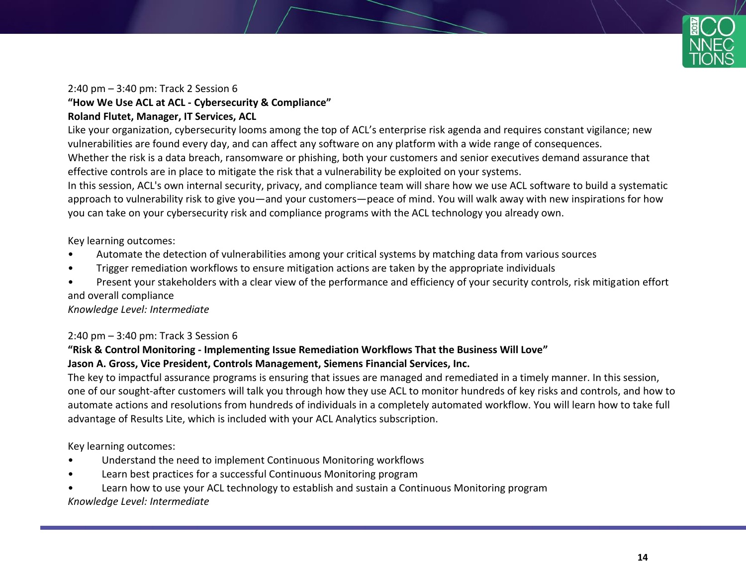2:40 pm – 3:40 pm: Track 2 Session 6

**"How We Use ACL at ACL - Cybersecurity & Compliance"**

**Roland Flutet, Manager, IT Services, ACL**

Like your organization, cybersecurity looms among the top of ACL's enterprise risk agenda and requires constant vigilance; new vulnerabilities are found every day, and can affect any software on any platform with a wide range of consequences.

Whether the risk is a data breach, ransomware or phishing, both your customers and senior executives demand assurance that effective controls are in place to mitigate the risk that a vulnerability be exploited on your systems.

In this session, ACL's own internal security, privacy, and compliance team will share how we use ACL software to build a systematic approach to vulnerability risk to give you—and your customers—peace of mind. You will walk away with new inspirations for how you can take on your cybersecurity risk and compliance programs with the ACL technology you already own.

Key learning outcomes:

- Automate the detection of vulnerabilities among your critical systems by matching data from various sources
- Trigger remediation workflows to ensure mitigation actions are taken by the appropriate individuals
- Present your stakeholders with a clear view of the performance and efficiency of your security controls, risk mitigation effort and overall compliance

*Knowledge Level: Intermediate*

2:40 pm – 3:40 pm: Track 3 Session 6

**"Risk & Control Monitoring - Implementing Issue Remediation Workflows That the Business Will Love"**

**Jason A. Gross, Vice President, Controls Management, Siemens Financial Services, Inc.**

The key to impactful assurance programs is ensuring that issues are managed and remediated in a timely manner. In this session, one of our sought-after customers will talk you through how they use ACL to monitor hundreds of key risks and controls, and how to automate actions and resolutions from hundreds of individuals in a completely automated workflow. You will learn how to take full advantage of Results Lite, which is included with your ACL Analytics subscription.

Key learning outcomes:

- Understand the need to implement Continuous Monitoring workflows
- Learn best practices for a successful Continuous Monitoring program
- Learn how to use your ACL technology to establish and sustain a Continuous Monitoring program

*Knowledge Level: Intermediate*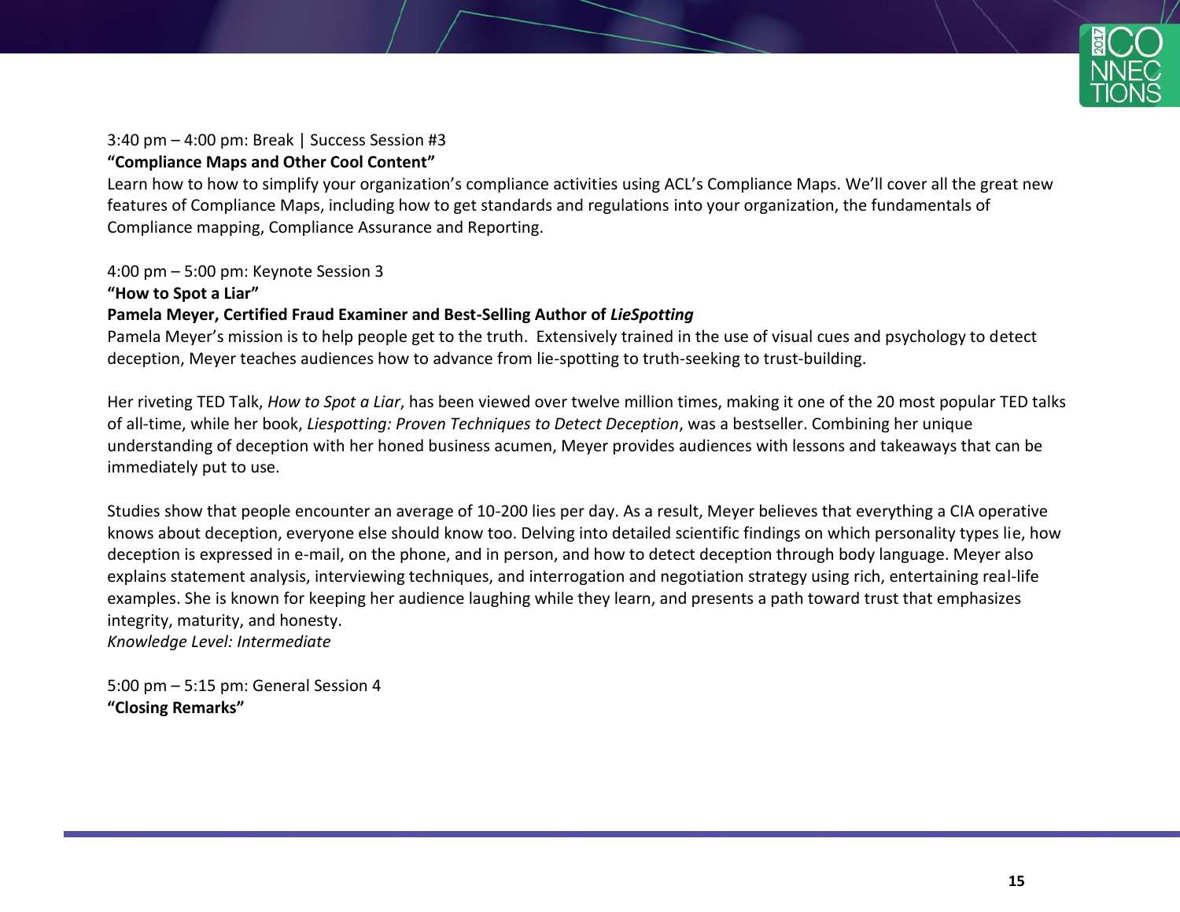3:40 pm – 4:00 pm: Break | Success Session #3

**"Compliance Maps and Other Cool Content"**

Learn how to how to simplify your organization's compliance activities using ACL's Compliance Maps. We'll cover all the great new features of Compliance Maps, including how to get standards and regulations into your organization, the fundamentals of Compliance mapping, Compliance Assurance and Reporting.

4:00 pm – 5:00 pm: Keynote Session 3

**"How to Spot a Liar"**

**Pamela Meyer, Certified Fraud Examiner and Best-Selling Author of *LieSpotting***

Pamela Meyer's mission is to help people get to the truth. Extensively trained in the use of visual cues and psychology to detect deception, Meyer teaches audiences how to advance from lie-spotting to truth-seeking to trust-building.

Her riveting TED Talk, *How to Spot a Liar*, has been viewed over twelve million times, making it one of the 20 most popular TED talks of all-time, while her book, *Liespotting: Proven Techniques to Detect Deception*, was a bestseller. Combining her unique understanding of deception with her honed business acumen, Meyer provides audiences with lessons and takeaways that can be immediately put to use.

Studies show that people encounter an average of 10-200 lies per day. As a result, Meyer believes that everything a CIA operative knows about deception, everyone else should know too. Delving into detailed scientific findings on which personality types lie, how deception is expressed in e-mail, on the phone, and in person, and how to detect deception through body language. Meyer also explains statement analysis, interviewing techniques, and interrogation and negotiation strategy using rich, entertaining real-life examples. She is known for keeping her audience laughing while they learn, and presents a path toward trust that emphasizes integrity, maturity, and honesty.

*Knowledge Level: Intermediate*

5:00 pm – 5:15 pm: General Session 4

**"Closing Remarks"**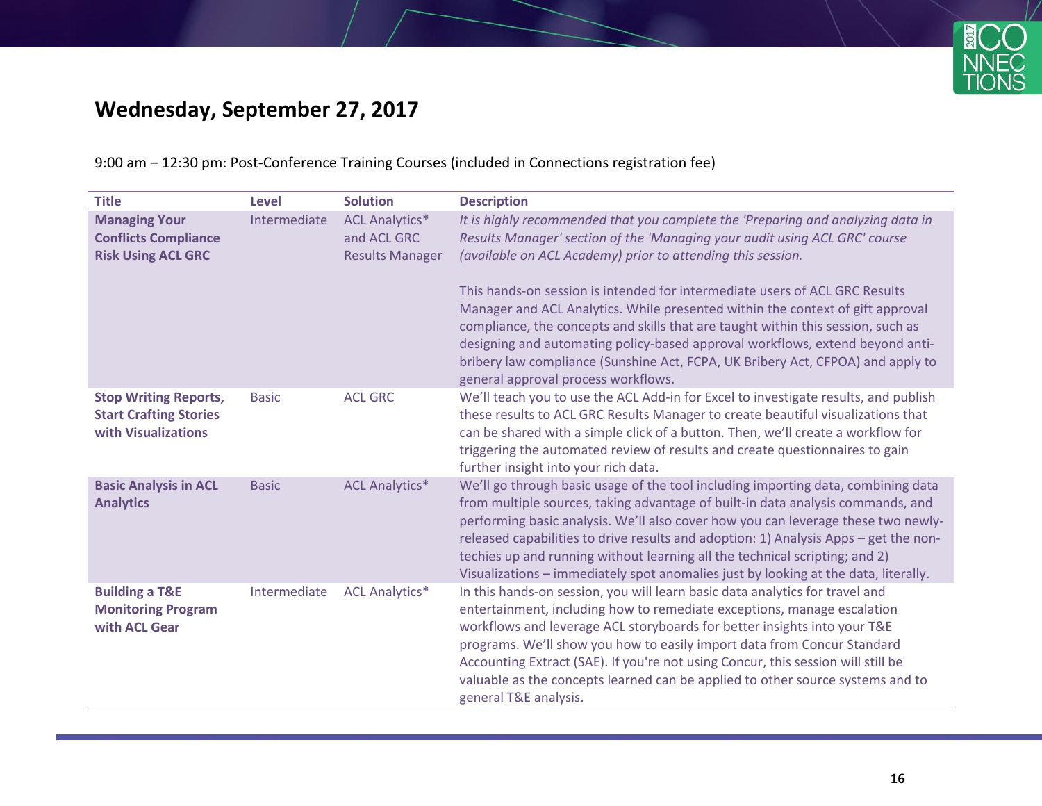# Wednesday, September 27, 2017

9:00 am – 12:30 pm: Post-Conference Training Courses (included in Connections registration fee)

| Title | Level | Solution | Description |
|---|---|---|---|
| **Managing Your Conflicts Compliance Risk Using ACL GRC** | Intermediate | ACL Analytics* and ACL GRC Results Manager | *It is highly recommended that you complete the 'Preparing and analyzing data in Results Manager' section of the 'Managing your audit using ACL GRC' course (available on ACL Academy) prior to attending this session.*<br><br>This hands-on session is intended for intermediate users of ACL GRC Results Manager and ACL Analytics. While presented within the context of gift approval compliance, the concepts and skills that are taught within this session, such as designing and automating policy-based approval workflows, extend beyond anti-bribery law compliance (Sunshine Act, FCPA, UK Bribery Act, CFPOA) and apply to general approval process workflows. |
| **Stop Writing Reports, Start Crafting Stories with Visualizations** | Basic | ACL GRC | We'll teach you to use the ACL Add-in for Excel to investigate results, and publish these results to ACL GRC Results Manager to create beautiful visualizations that can be shared with a simple click of a button. Then, we'll create a workflow for triggering the automated review of results and create questionnaires to gain further insight into your rich data. |
| **Basic Analysis in ACL Analytics** | Basic | ACL Analytics* | We'll go through basic usage of the tool including importing data, combining data from multiple sources, taking advantage of built-in data analysis commands, and performing basic analysis. We'll also cover how you can leverage these two newly-released capabilities to drive results and adoption: 1) Analysis Apps – get the non-techies up and running without learning all the technical scripting; and 2) Visualizations – immediately spot anomalies just by looking at the data, literally. |
| **Building a T&E Monitoring Program with ACL Gear** | Intermediate | ACL Analytics* | In this hands-on session, you will learn basic data analytics for travel and entertainment, including how to remediate exceptions, manage escalation workflows and leverage ACL storyboards for better insights into your T&E programs. We'll show you how to easily import data from Concur Standard Accounting Extract (SAE). If you're not using Concur, this session will still be valuable as the concepts learned can be applied to other source systems and to general T&E analysis. |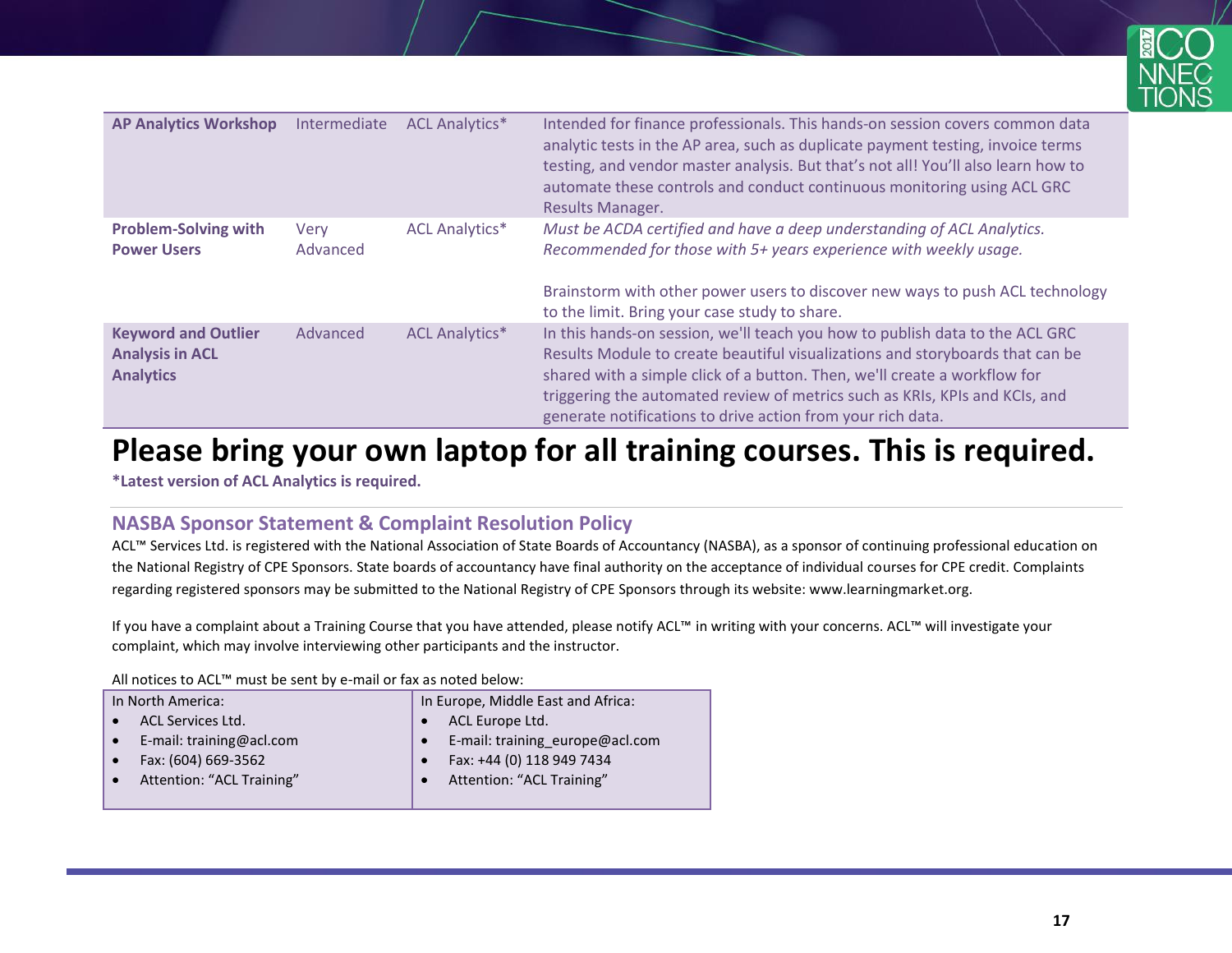| | | | |
|---|---|---|---|
| **AP Analytics Workshop** | Intermediate | ACL Analytics* | Intended for finance professionals. This hands-on session covers common data analytic tests in the AP area, such as duplicate payment testing, invoice terms testing, and vendor master analysis. But that's not all! You'll also learn how to automate these controls and conduct continuous monitoring using ACL GRC Results Manager. |
| **Problem-Solving with Power Users** | Very Advanced | ACL Analytics* | *Must be ACDA certified and have a deep understanding of ACL Analytics. Recommended for those with 5+ years experience with weekly usage.*<br><br>Brainstorm with other power users to discover new ways to push ACL technology to the limit. Bring your case study to share. |
| **Keyword and Outlier Analysis in ACL Analytics** | Advanced | ACL Analytics* | In this hands-on session, we'll teach you how to publish data to the ACL GRC Results Module to create beautiful visualizations and storyboards that can be shared with a simple click of a button. Then, we'll create a workflow for triggering the automated review of metrics such as KRIs, KPIs and KCIs, and generate notifications to drive action from your rich data. |

# Please bring your own laptop for all training courses. This is required.

**\*Latest version of ACL Analytics is required.**

## NASBA Sponsor Statement & Complaint Resolution Policy

ACL™ Services Ltd. is registered with the National Association of State Boards of Accountancy (NASBA), as a sponsor of continuing professional education on the National Registry of CPE Sponsors. State boards of accountancy have final authority on the acceptance of individual courses for CPE credit. Complaints regarding registered sponsors may be submitted to the National Registry of CPE Sponsors through its website: www.learningmarket.org.

If you have a complaint about a Training Course that you have attended, please notify ACL™ in writing with your concerns. ACL™ will investigate your complaint, which may involve interviewing other participants and the instructor.

All notices to ACL™ must be sent by e-mail or fax as noted below:

| In North America: | In Europe, Middle East and Africa: |
|---|---|
| • ACL Services Ltd.<br>• E-mail: training@acl.com<br>• Fax: (604) 669-3562<br>• Attention: "ACL Training" | • ACL Europe Ltd.<br>• E-mail: training_europe@acl.com<br>• Fax: +44 (0) 118 949 7434<br>• Attention: "ACL Training" |